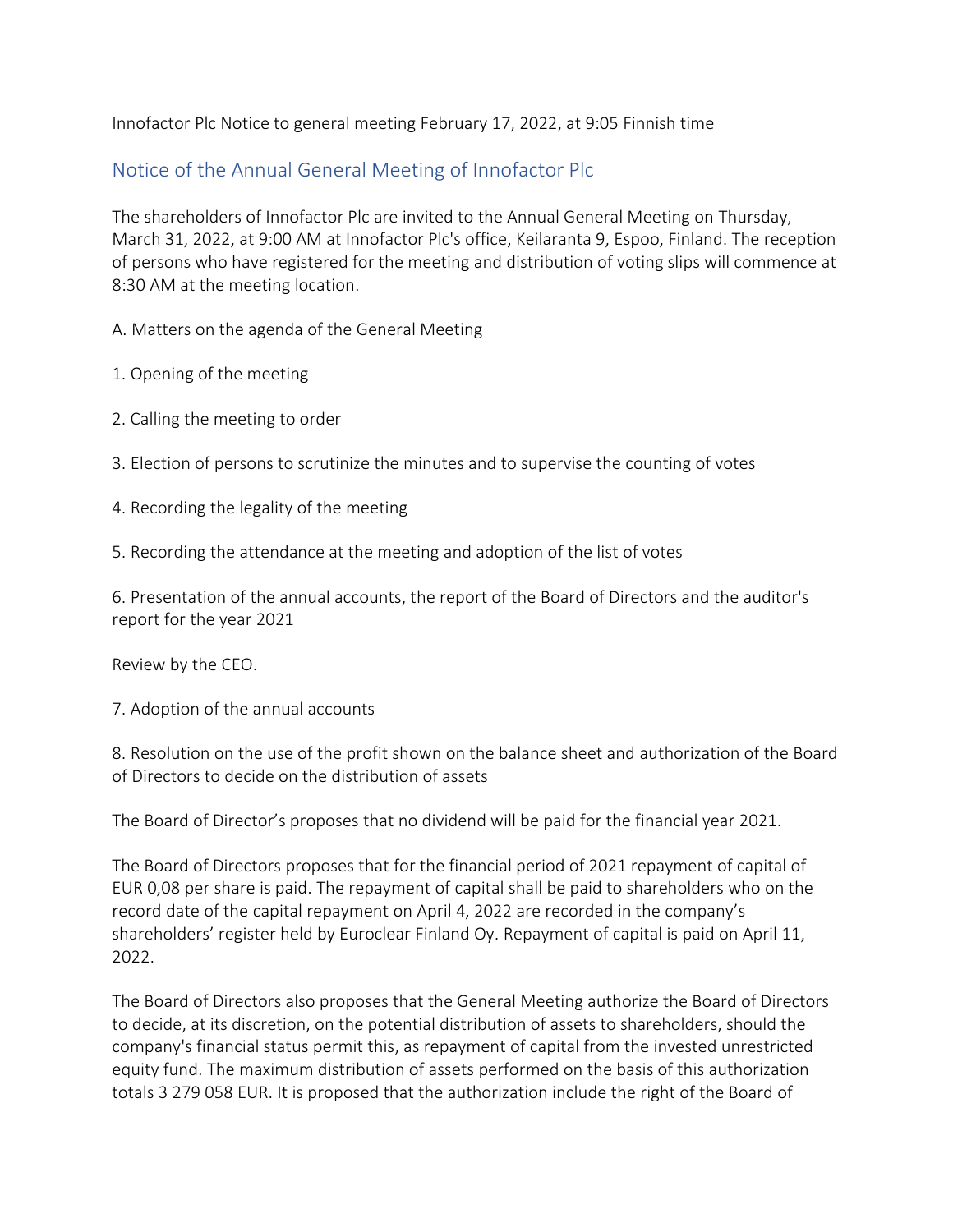Innofactor Plc Notice to general meeting February 17, 2022, at 9:05 Finnish time

## Notice of the Annual General Meeting of Innofactor Plc

The shareholders of Innofactor Plc are invited to the Annual General Meeting on Thursday, March 31, 2022, at 9:00 AM at Innofactor Plc's office, Keilaranta 9, Espoo, Finland. The reception of persons who have registered for the meeting and distribution of voting slips will commence at 8:30 AM at the meeting location.

A. Matters on the agenda of the General Meeting

1. Opening of the meeting

2. Calling the meeting to order

3. Election of persons to scrutinize the minutes and to supervise the counting of votes

4. Recording the legality of the meeting

5. Recording the attendance at the meeting and adoption of the list of votes

6. Presentation of the annual accounts, the report of the Board of Directors and the auditor's report for the year 2021

Review by the CEO.

7. Adoption of the annual accounts

8. Resolution on the use of the profit shown on the balance sheet and authorization of the Board of Directors to decide on the distribution of assets

The Board of Director's proposes that no dividend will be paid for the financial year 2021.

The Board of Directors proposes that for the financial period of 2021 repayment of capital of EUR 0,08 per share is paid. The repayment of capital shall be paid to shareholders who on the record date of the capital repayment on April 4, 2022 are recorded in the company's shareholders' register held by Euroclear Finland Oy. Repayment of capital is paid on April 11, 2022.

The Board of Directors also proposes that the General Meeting authorize the Board of Directors to decide, at its discretion, on the potential distribution of assets to shareholders, should the company's financial status permit this, as repayment of capital from the invested unrestricted equity fund. The maximum distribution of assets performed on the basis of this authorization totals 3 279 058 EUR. It is proposed that the authorization include the right of the Board of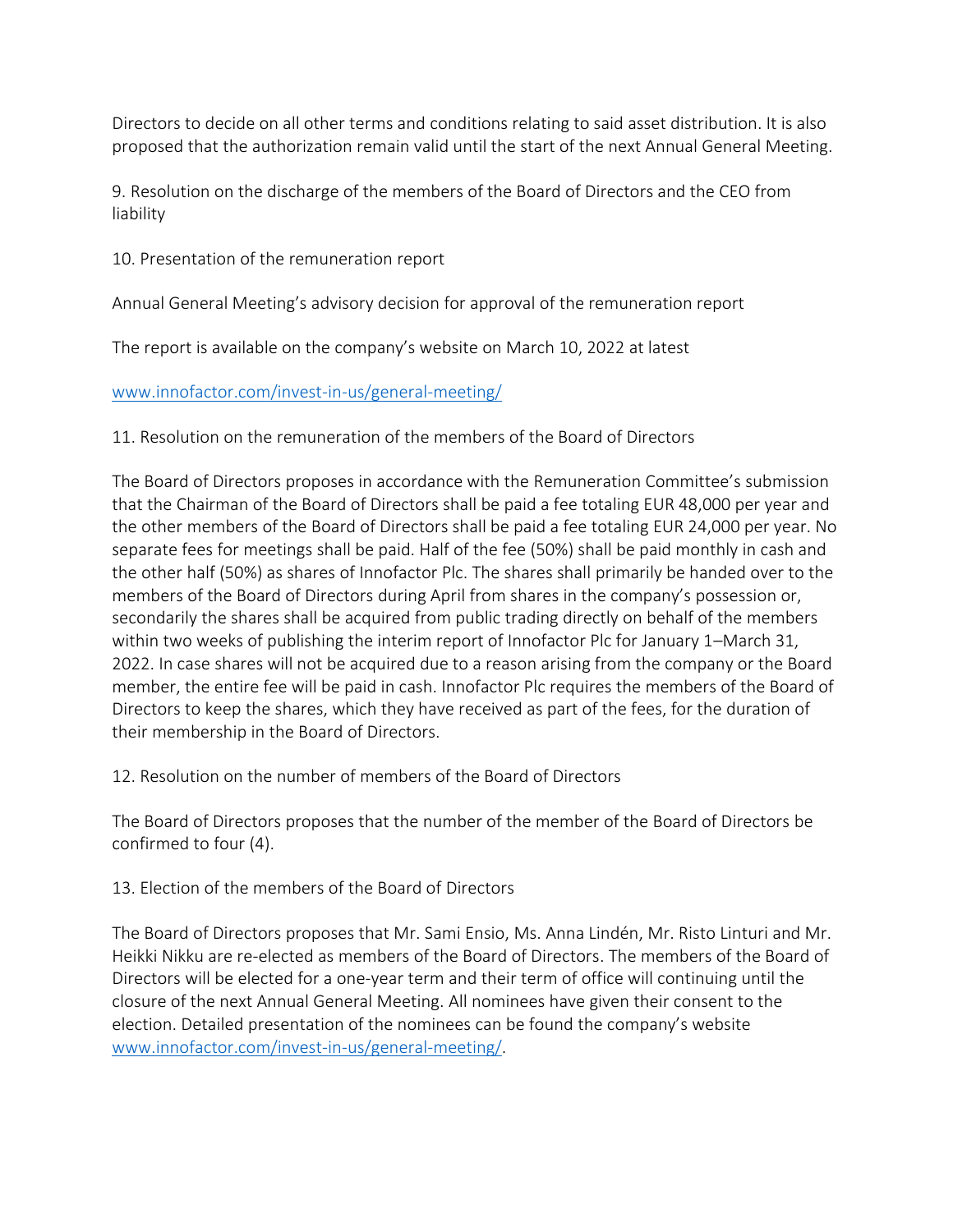Directors to decide on all other terms and conditions relating to said asset distribution. It is also proposed that the authorization remain valid until the start of the next Annual General Meeting.

9. Resolution on the discharge of the members of the Board of Directors and the CEO from liability

10. Presentation of the remuneration report

Annual General Meeting's advisory decision for approval of the remuneration report

The report is available on the company's website on March 10, 2022 at latest

www.innofactor.com/invest-in-us/general-meeting/

11. Resolution on the remuneration of the members of the Board of Directors

The Board of Directors proposes in accordance with the Remuneration Committee's submission that the Chairman of the Board of Directors shall be paid a fee totaling EUR 48,000 per year and the other members of the Board of Directors shall be paid a fee totaling EUR 24,000 per year. No separate fees for meetings shall be paid. Half of the fee (50%) shall be paid monthly in cash and the other half (50%) as shares of Innofactor Plc. The shares shall primarily be handed over to the members of the Board of Directors during April from shares in the company's possession or, secondarily the shares shall be acquired from public trading directly on behalf of the members within two weeks of publishing the interim report of Innofactor Plc for January 1–March 31, 2022. In case shares will not be acquired due to a reason arising from the company or the Board member, the entire fee will be paid in cash. Innofactor Plc requires the members of the Board of Directors to keep the shares, which they have received as part of the fees, for the duration of their membership in the Board of Directors.

12. Resolution on the number of members of the Board of Directors

The Board of Directors proposes that the number of the member of the Board of Directors be confirmed to four (4).

13. Election of the members of the Board of Directors

The Board of Directors proposes that Mr. Sami Ensio, Ms. Anna Lindén, Mr. Risto Linturi and Mr. Heikki Nikku are re-elected as members of the Board of Directors. The members of the Board of Directors will be elected for a one-year term and their term of office will continuing until the closure of the next Annual General Meeting. All nominees have given their consent to the election. Detailed presentation of the nominees can be found the company's website www.innofactor.com/invest-in-us/general-meeting/.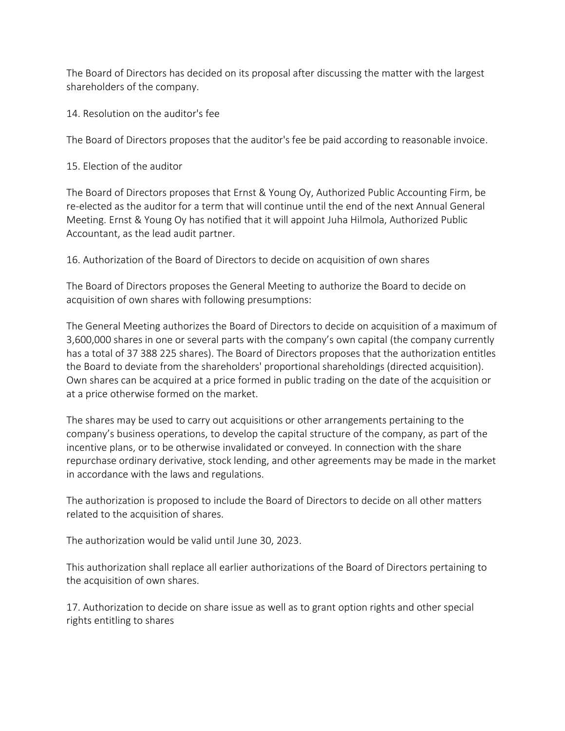The Board of Directors has decided on its proposal after discussing the matter with the largest shareholders of the company.

## 14. Resolution on the auditor's fee

The Board of Directors proposes that the auditor's fee be paid according to reasonable invoice.

## 15. Election of the auditor

The Board of Directors proposes that Ernst & Young Oy, Authorized Public Accounting Firm, be re-elected as the auditor for a term that will continue until the end of the next Annual General Meeting. Ernst & Young Oy has notified that it will appoint Juha Hilmola, Authorized Public Accountant, as the lead audit partner.

## 16. Authorization of the Board of Directors to decide on acquisition of own shares

The Board of Directors proposes the General Meeting to authorize the Board to decide on acquisition of own shares with following presumptions:

The General Meeting authorizes the Board of Directors to decide on acquisition of a maximum of 3,600,000 shares in one or several parts with the company's own capital (the company currently has a total of 37 388 225 shares). The Board of Directors proposes that the authorization entitles the Board to deviate from the shareholders' proportional shareholdings (directed acquisition). Own shares can be acquired at a price formed in public trading on the date of the acquisition or at a price otherwise formed on the market.

The shares may be used to carry out acquisitions or other arrangements pertaining to the company's business operations, to develop the capital structure of the company, as part of the incentive plans, or to be otherwise invalidated or conveyed. In connection with the share repurchase ordinary derivative, stock lending, and other agreements may be made in the market in accordance with the laws and regulations.

The authorization is proposed to include the Board of Directors to decide on all other matters related to the acquisition of shares.

The authorization would be valid until June 30, 2023.

This authorization shall replace all earlier authorizations of the Board of Directors pertaining to the acquisition of own shares.

## 17. Authorization to decide on share issue as well as to grant option rights and other special rights entitling to shares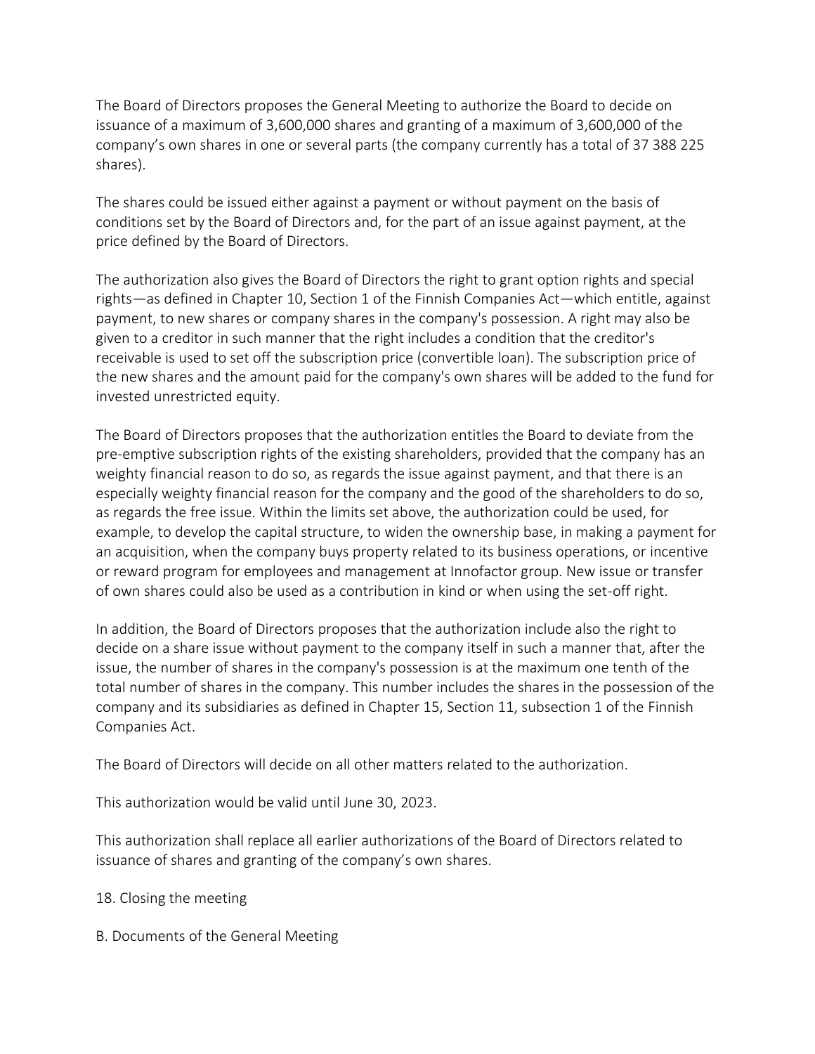The Board of Directors proposes the General Meeting to authorize the Board to decide on issuance of a maximum of 3,600,000 shares and granting of a maximum of 3,600,000 of the company's own shares in one or several parts (the company currently has a total of 37 388 225 shares).

The shares could be issued either against a payment or without payment on the basis of conditions set by the Board of Directors and, for the part of an issue against payment, at the price defined by the Board of Directors.

The authorization also gives the Board of Directors the right to grant option rights and special rights—as defined in Chapter 10, Section 1 of the Finnish Companies Act—which entitle, against payment, to new shares or company shares in the company's possession. A right may also be given to a creditor in such manner that the right includes a condition that the creditor's receivable is used to set off the subscription price (convertible loan). The subscription price of the new shares and the amount paid for the company's own shares will be added to the fund for invested unrestricted equity.

The Board of Directors proposes that the authorization entitles the Board to deviate from the pre-emptive subscription rights of the existing shareholders, provided that the company has an weighty financial reason to do so, as regards the issue against payment, and that there is an especially weighty financial reason for the company and the good of the shareholders to do so, as regards the free issue. Within the limits set above, the authorization could be used, for example, to develop the capital structure, to widen the ownership base, in making a payment for an acquisition, when the company buys property related to its business operations, or incentive or reward program for employees and management at Innofactor group. New issue or transfer of own shares could also be used as a contribution in kind or when using the set-off right.

In addition, the Board of Directors proposes that the authorization include also the right to decide on a share issue without payment to the company itself in such a manner that, after the issue, the number of shares in the company's possession is at the maximum one tenth of the total number of shares in the company. This number includes the shares in the possession of the company and its subsidiaries as defined in Chapter 15, Section 11, subsection 1 of the Finnish Companies Act.

The Board of Directors will decide on all other matters related to the authorization.

This authorization would be valid until June 30, 2023.

This authorization shall replace all earlier authorizations of the Board of Directors related to issuance of shares and granting of the company's own shares.

18. Closing the meeting

B. Documents of the General Meeting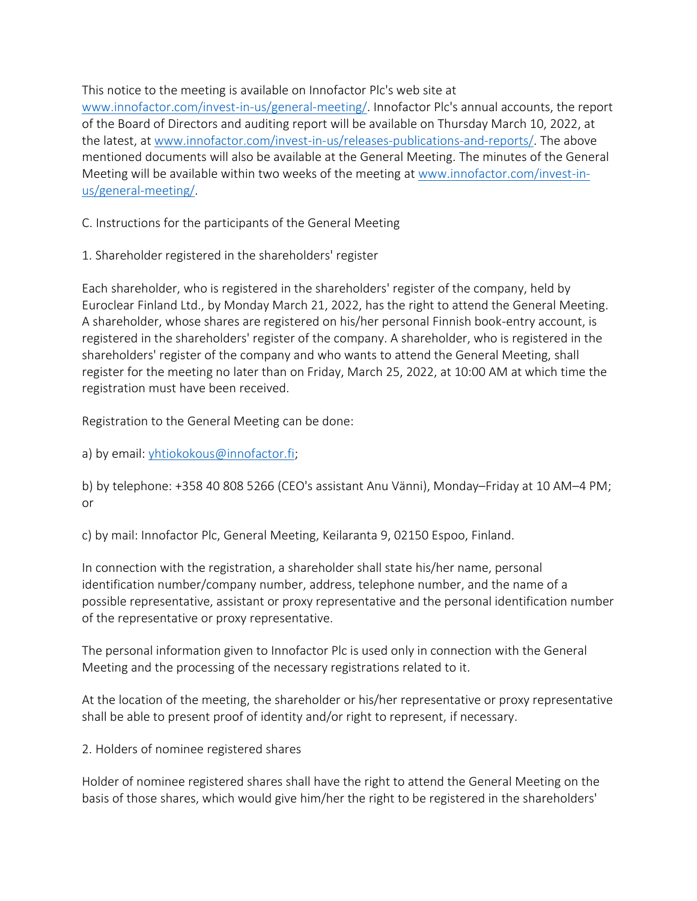This notice to the meeting is available on Innofactor Plc's web site at www.innofactor.com/invest-in-us/general-meeting/. Innofactor Plc's annual accounts, the report of the Board of Directors and auditing report will be available on Thursday March 10, 2022, at the latest, at www.innofactor.com/invest-in-us/releases-publications-and-reports/. The above mentioned documents will also be available at the General Meeting. The minutes of the General Meeting will be available within two weeks of the meeting at www.innofactor.com/invest-in-us/general-meeting/.

C. Instructions for the participants of the General Meeting

1. Shareholder registered in the shareholders' register

Each shareholder, who is registered in the shareholders' register of the company, held by Euroclear Finland Ltd., by Monday March 21, 2022, has the right to attend the General Meeting. A shareholder, whose shares are registered on his/her personal Finnish book-entry account, is registered in the shareholders' register of the company. A shareholder, who is registered in the shareholders' register of the company and who wants to attend the General Meeting, shall register for the meeting no later than on Friday, March 25, 2022, at 10:00 AM at which time the registration must have been received.

Registration to the General Meeting can be done:

a) by email: yhtiokokous@innofactor.fi;

b) by telephone: +358 40 808 5266 (CEO's assistant Anu Vänni), Monday–Friday at 10 AM–4 PM; or

c) by mail: Innofactor Plc, General Meeting, Keilaranta 9, 02150 Espoo, Finland.

In connection with the registration, a shareholder shall state his/her name, personal identification number/company number, address, telephone number, and the name of a possible representative, assistant or proxy representative and the personal identification number of the representative or proxy representative.

The personal information given to Innofactor Plc is used only in connection with the General Meeting and the processing of the necessary registrations related to it.

At the location of the meeting, the shareholder or his/her representative or proxy representative shall be able to present proof of identity and/or right to represent, if necessary.

2. Holders of nominee registered shares

Holder of nominee registered shares shall have the right to attend the General Meeting on the basis of those shares, which would give him/her the right to be registered in the shareholders'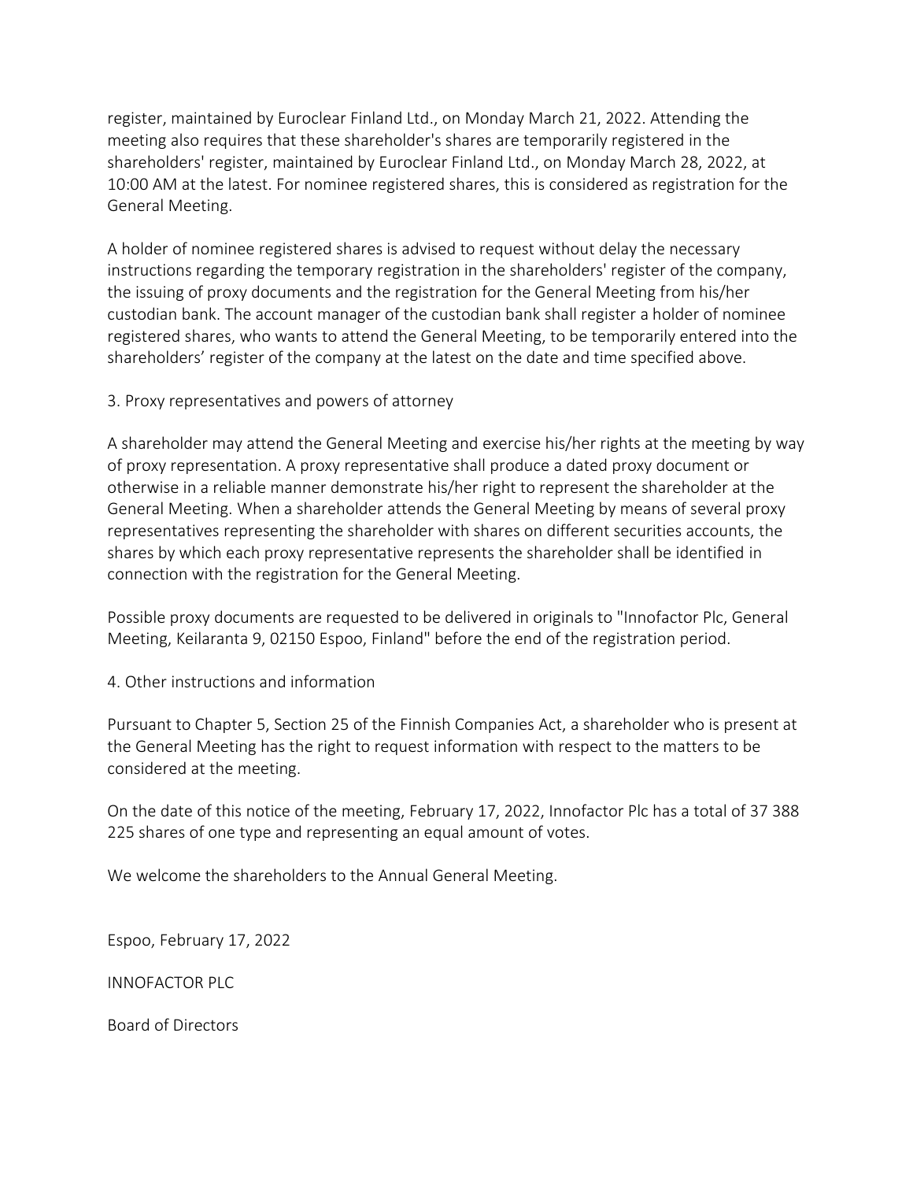register, maintained by Euroclear Finland Ltd., on Monday March 21, 2022. Attending the meeting also requires that these shareholder's shares are temporarily registered in the shareholders' register, maintained by Euroclear Finland Ltd., on Monday March 28, 2022, at 10:00 AM at the latest. For nominee registered shares, this is considered as registration for the General Meeting.

A holder of nominee registered shares is advised to request without delay the necessary instructions regarding the temporary registration in the shareholders' register of the company, the issuing of proxy documents and the registration for the General Meeting from his/her custodian bank. The account manager of the custodian bank shall register a holder of nominee registered shares, who wants to attend the General Meeting, to be temporarily entered into the shareholders' register of the company at the latest on the date and time specified above.

3. Proxy representatives and powers of attorney

A shareholder may attend the General Meeting and exercise his/her rights at the meeting by way of proxy representation. A proxy representative shall produce a dated proxy document or otherwise in a reliable manner demonstrate his/her right to represent the shareholder at the General Meeting. When a shareholder attends the General Meeting by means of several proxy representatives representing the shareholder with shares on different securities accounts, the shares by which each proxy representative represents the shareholder shall be identified in connection with the registration for the General Meeting.

Possible proxy documents are requested to be delivered in originals to "Innofactor Plc, General Meeting, Keilaranta 9, 02150 Espoo, Finland" before the end of the registration period.

4. Other instructions and information

Pursuant to Chapter 5, Section 25 of the Finnish Companies Act, a shareholder who is present at the General Meeting has the right to request information with respect to the matters to be considered at the meeting.

On the date of this notice of the meeting, February 17, 2022, Innofactor Plc has a total of 37 388 225 shares of one type and representing an equal amount of votes.

We welcome the shareholders to the Annual General Meeting.

Espoo, February 17, 2022

INNOFACTOR PLC

Board of Directors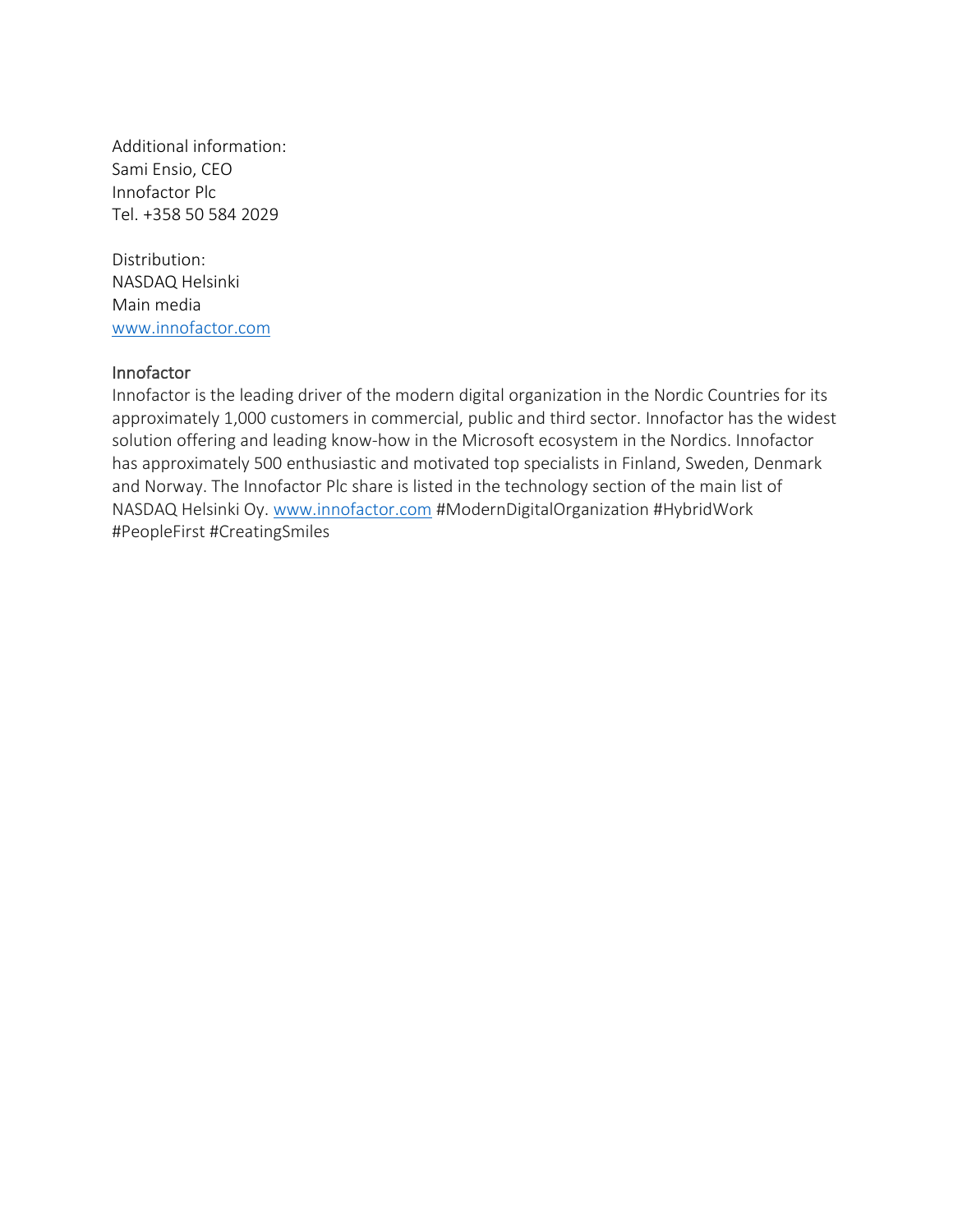Additional information:
Sami Ensio, CEO
Innofactor Plc
Tel. +358 50 584 2029

Distribution:
NASDAQ Helsinki
Main media
www.innofactor.com

### Innofactor

Innofactor is the leading driver of the modern digital organization in the Nordic Countries for its approximately 1,000 customers in commercial, public and third sector. Innofactor has the widest solution offering and leading know-how in the Microsoft ecosystem in the Nordics. Innofactor has approximately 500 enthusiastic and motivated top specialists in Finland, Sweden, Denmark and Norway. The Innofactor Plc share is listed in the technology section of the main list of NASDAQ Helsinki Oy. www.innofactor.com #ModernDigitalOrganization #HybridWork #PeopleFirst #CreatingSmiles